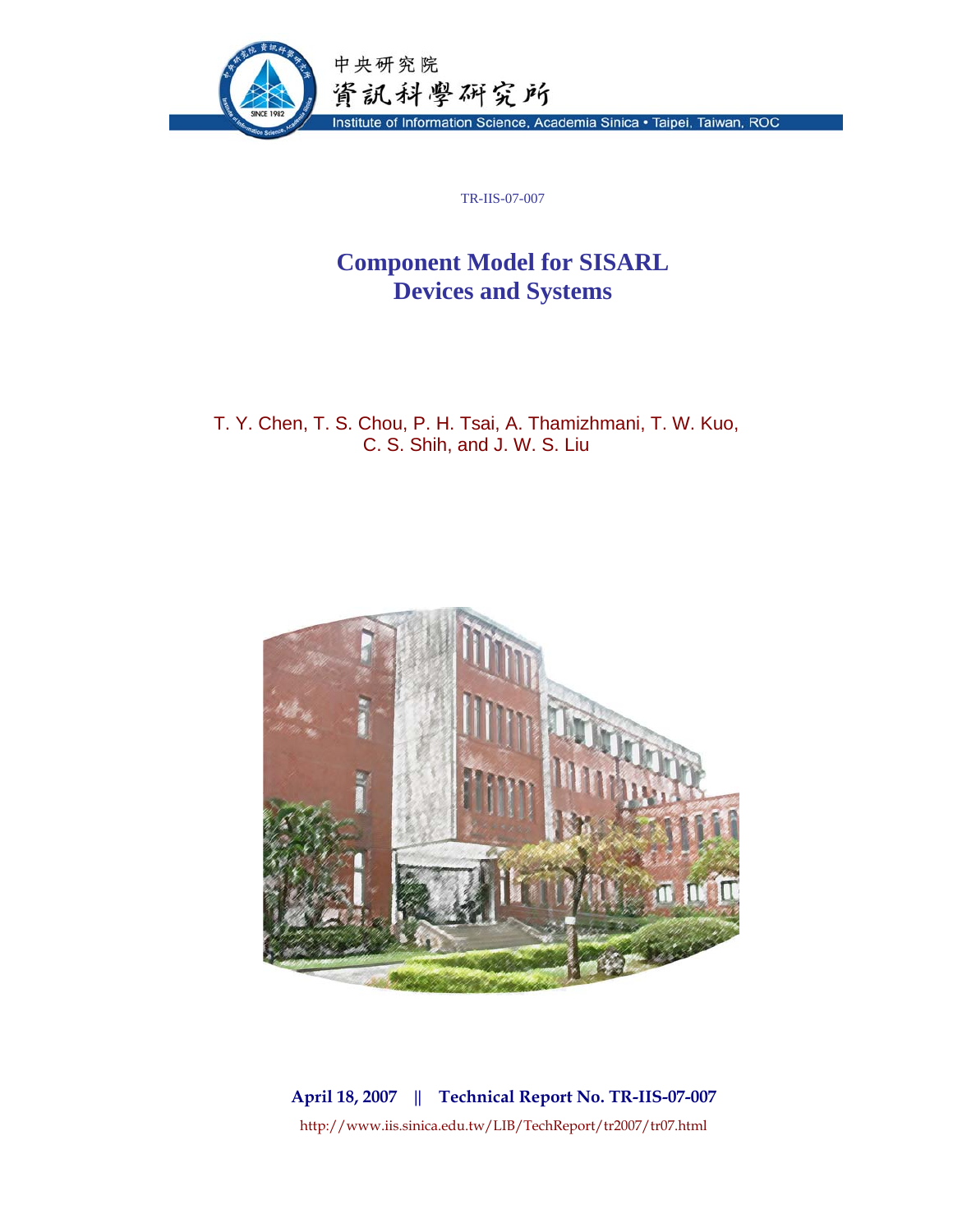中央研究院
資訊科學研究所
Institute of Information Science, Academia Sinica • Taipei, Taiwan, ROC

TR-IIS-07-007

# Component Model for SISARL Devices and Systems

T. Y. Chen, T. S. Chou, P. H. Tsai, A. Thamizhmani, T. W. Kuo, C. S. Shih, and J. W. S. Liu

**April 18, 2007 || Technical Report No. TR-IIS-07-007**

http://www.iis.sinica.edu.tw/LIB/TechReport/tr2007/tr07.html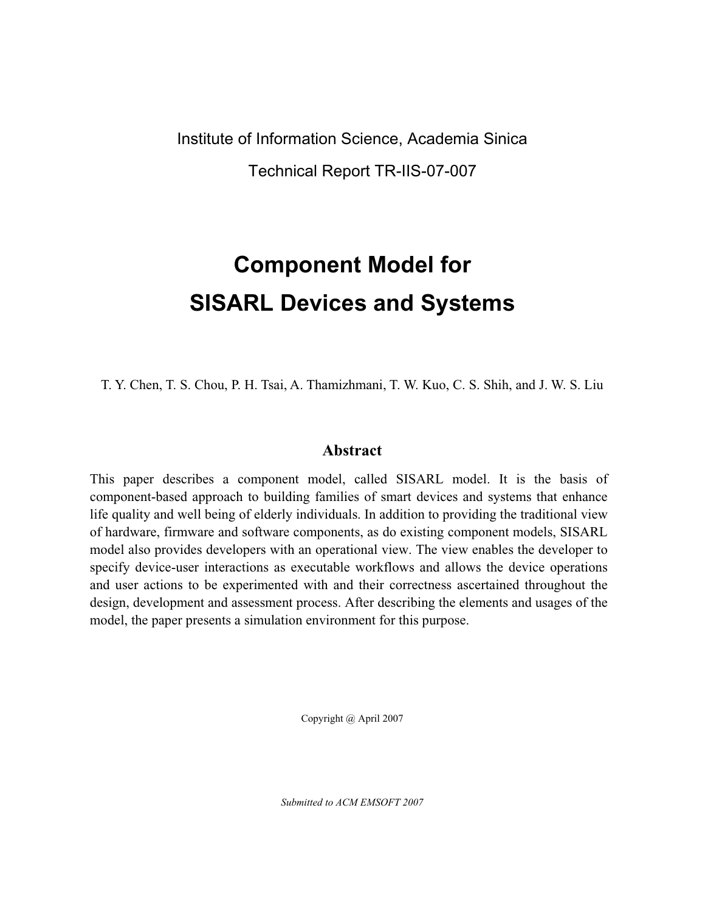Institute of Information Science, Academia Sinica

Technical Report TR-IIS-07-007

# Component Model for SISARL Devices and Systems

T. Y. Chen, T. S. Chou, P. H. Tsai, A. Thamizhmani, T. W. Kuo, C. S. Shih, and J. W. S. Liu

## Abstract

This paper describes a component model, called SISARL model. It is the basis of component-based approach to building families of smart devices and systems that enhance life quality and well being of elderly individuals. In addition to providing the traditional view of hardware, firmware and software components, as do existing component models, SISARL model also provides developers with an operational view. The view enables the developer to specify device-user interactions as executable workflows and allows the device operations and user actions to be experimented with and their correctness ascertained throughout the design, development and assessment process. After describing the elements and usages of the model, the paper presents a simulation environment for this purpose.

Copyright @ April 2007

*Submitted to ACM EMSOFT 2007*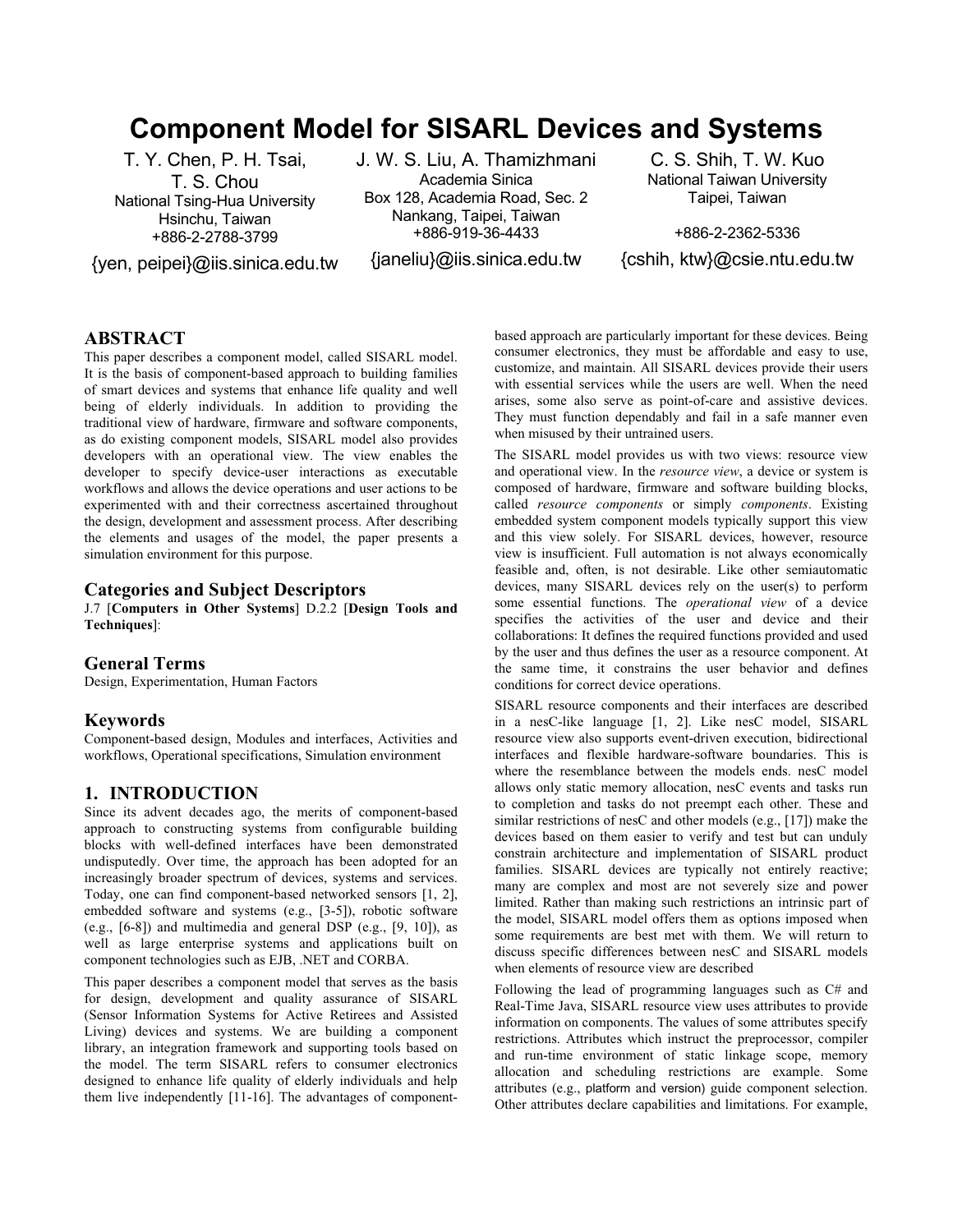# Component Model for SISARL Devices and Systems

T. Y. Chen, P. H. Tsai, T. S. Chou
National Tsing-Hua University
Hsinchu, Taiwan
+886-2-2788-3799
{yen, peipei}@iis.sinica.edu.tw

J. W. S. Liu, A. Thamizhmani
Academia Sinica
Box 128, Academia Road, Sec. 2
Nankang, Taipei, Taiwan
+886-919-36-4433
{janeliu}@iis.sinica.edu.tw

C. S. Shih, T. W. Kuo
National Taiwan University
Taipei, Taiwan
+886-2-2362-5336
{cshih, ktw}@csie.ntu.edu.tw

## ABSTRACT

This paper describes a component model, called SISARL model. It is the basis of component-based approach to building families of smart devices and systems that enhance life quality and well being of elderly individuals. In addition to providing the traditional view of hardware, firmware and software components, as do existing component models, SISARL model also provides developers with an operational view. The view enables the developer to specify device-user interactions as executable workflows and allows the device operations and user actions to be experimented with and their correctness ascertained throughout the design, development and assessment process. After describing the elements and usages of the model, the paper presents a simulation environment for this purpose.

### Categories and Subject Descriptors

J.7 [**Computers in Other Systems**] D.2.2 [**Design Tools and Techniques**]:

### General Terms

Design, Experimentation, Human Factors

### Keywords

Component-based design, Modules and interfaces, Activities and workflows, Operational specifications, Simulation environment

## 1. INTRODUCTION

Since its advent decades ago, the merits of component-based approach to constructing systems from configurable building blocks with well-defined interfaces have been demonstrated undisputedly. Over time, the approach has been adopted for an increasingly broader spectrum of devices, systems and services. Today, one can find component-based networked sensors [1, 2], embedded software and systems (e.g., [3-5]), robotic software (e.g., [6-8]) and multimedia and general DSP (e.g., [9, 10]), as well as large enterprise systems and applications built on component technologies such as EJB, .NET and CORBA.

This paper describes a component model that serves as the basis for design, development and quality assurance of SISARL (Sensor Information Systems for Active Retirees and Assisted Living) devices and systems. We are building a component library, an integration framework and supporting tools based on the model. The term SISARL refers to consumer electronics designed to enhance life quality of elderly individuals and help them live independently [11-16]. The advantages of component-based approach are particularly important for these devices. Being consumer electronics, they must be affordable and easy to use, customize, and maintain. All SISARL devices provide their users with essential services while the users are well. When the need arises, some also serve as point-of-care and assistive devices. They must function dependably and fail in a safe manner even when misused by their untrained users.

The SISARL model provides us with two views: resource view and operational view. In the *resource view*, a device or system is composed of hardware, firmware and software building blocks, called *resource components* or simply *components*. Existing embedded system component models typically support this view and this view solely. For SISARL devices, however, resource view is insufficient. Full automation is not always economically feasible and, often, is not desirable. Like other semiautomatic devices, many SISARL devices rely on the user(s) to perform some essential functions. The *operational view* of a device specifies the activities of the user and device and their collaborations: It defines the required functions provided and used by the user and thus defines the user as a resource component. At the same time, it constrains the user behavior and defines conditions for correct device operations.

SISARL resource components and their interfaces are described in a nesC-like language [1, 2]. Like nesC model, SISARL resource view also supports event-driven execution, bidirectional interfaces and flexible hardware-software boundaries. This is where the resemblance between the models ends. nesC model allows only static memory allocation, nesC events and tasks run to completion and tasks do not preempt each other. These and similar restrictions of nesC and other models (e.g., [17]) make the devices based on them easier to verify and test but can unduly constrain architecture and implementation of SISARL product families. SISARL devices are typically not entirely reactive; many are complex and most are not severely size and power limited. Rather than making such restrictions an intrinsic part of the model, SISARL model offers them as options imposed when some requirements are best met with them. We will return to discuss specific differences between nesC and SISARL models when elements of resource view are described

Following the lead of programming languages such as C# and Real-Time Java, SISARL resource view uses attributes to provide information on components. The values of some attributes specify restrictions. Attributes which instruct the preprocessor, compiler and run-time environment of static linkage scope, memory allocation and scheduling restrictions are example. Some attributes (e.g., platform and version) guide component selection. Other attributes declare capabilities and limitations. For example,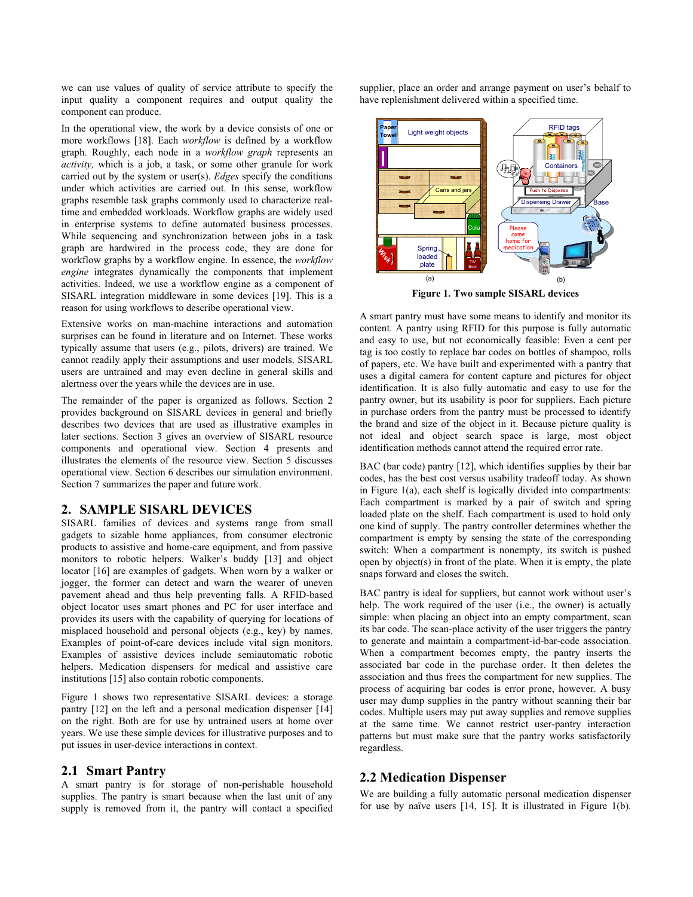we can use values of quality of service attribute to specify the input quality a component requires and output quality the component can produce.

In the operational view, the work by a device consists of one or more workflows [18]. Each *workflow* is defined by a workflow graph. Roughly, each node in a *workflow graph* represents an *activity,* which is a job, a task, or some other granule for work carried out by the system or user(s). *Edges* specify the conditions under which activities are carried out. In this sense, workflow graphs resemble task graphs commonly used to characterize real-time and embedded workloads. Workflow graphs are widely used in enterprise systems to define automated business processes. While sequencing and synchronization between jobs in a task graph are hardwired in the process code, they are done for workflow graphs by a workflow engine. In essence, the *workflow engine* integrates dynamically the components that implement activities. Indeed, we use a workflow engine as a component of SISARL integration middleware in some devices [19]. This is a reason for using workflows to describe operational view.

Extensive works on man-machine interactions and automation surprises can be found in literature and on Internet. These works typically assume that users (e.g., pilots, drivers) are trained. We cannot readily apply their assumptions and user models. SISARL users are untrained and may even decline in general skills and alertness over the years while the devices are in use.

The remainder of the paper is organized as follows. Section 2 provides background on SISARL devices in general and briefly describes two devices that are used as illustrative examples in later sections. Section 3 gives an overview of SISARL resource components and operational view. Section 4 presents and illustrates the elements of the resource view. Section 5 discusses operational view. Section 6 describes our simulation environment. Section 7 summarizes the paper and future work.

## 2. SAMPLE SISARL DEVICES

SISARL families of devices and systems range from small gadgets to sizable home appliances, from consumer electronic products to assistive and home-care equipment, and from passive monitors to robotic helpers. Walker's buddy [13] and object locator [16] are examples of gadgets. When worn by a walker or jogger, the former can detect and warn the wearer of uneven pavement ahead and thus help preventing falls. A RFID-based object locator uses smart phones and PC for user interface and provides its users with the capability of querying for locations of misplaced household and personal objects (e.g., key) by names. Examples of point-of-care devices include vital sign monitors. Examples of assistive devices include semiautomatic robotic helpers. Medication dispensers for medical and assistive care institutions [15] also contain robotic components.

Figure 1 shows two representative SISARL devices: a storage pantry [12] on the left and a personal medication dispenser [14] on the right. Both are for use by untrained users at home over years. We use these simple devices for illustrative purposes and to put issues in user-device interactions in context.

### 2.1 Smart Pantry

A smart pantry is for storage of non-perishable household supplies. The pantry is smart because when the last unit of any supply is removed from it, the pantry will contact a specified supplier, place an order and arrange payment on user's behalf to have replenishment delivered within a specified time.

**Figure 1. Two sample SISARL devices**

A smart pantry must have some means to identify and monitor its content. A pantry using RFID for this purpose is fully automatic and easy to use, but not economically feasible: Even a cent per tag is too costly to replace bar codes on bottles of shampoo, rolls of papers, etc. We have built and experimented with a pantry that uses a digital camera for content capture and pictures for object identification. It is also fully automatic and easy to use for the pantry owner, but its usability is poor for suppliers. Each picture in purchase orders from the pantry must be processed to identify the brand and size of the object in it. Because picture quality is not ideal and object search space is large, most object identification methods cannot attend the required error rate.

BAC (bar code) pantry [12], which identifies supplies by their bar codes, has the best cost versus usability tradeoff today. As shown in Figure 1(a), each shelf is logically divided into compartments: Each compartment is marked by a pair of switch and spring loaded plate on the shelf. Each compartment is used to hold only one kind of supply. The pantry controller determines whether the compartment is empty by sensing the state of the corresponding switch: When a compartment is nonempty, its switch is pushed open by object(s) in front of the plate. When it is empty, the plate snaps forward and closes the switch.

BAC pantry is ideal for suppliers, but cannot work without user's help. The work required of the user (i.e., the owner) is actually simple: when placing an object into an empty compartment, scan its bar code. The scan-place activity of the user triggers the pantry to generate and maintain a compartment-id-bar-code association. When a compartment becomes empty, the pantry inserts the associated bar code in the purchase order. It then deletes the association and thus frees the compartment for new supplies. The process of acquiring bar codes is error prone, however. A busy user may dump supplies in the pantry without scanning their bar codes. Multiple users may put away supplies and remove supplies at the same time. We cannot restrict user-pantry interaction patterns but must make sure that the pantry works satisfactorily regardless.

### 2.2 Medication Dispenser

We are building a fully automatic personal medication dispenser for use by naïve users [14, 15]. It is illustrated in Figure 1(b).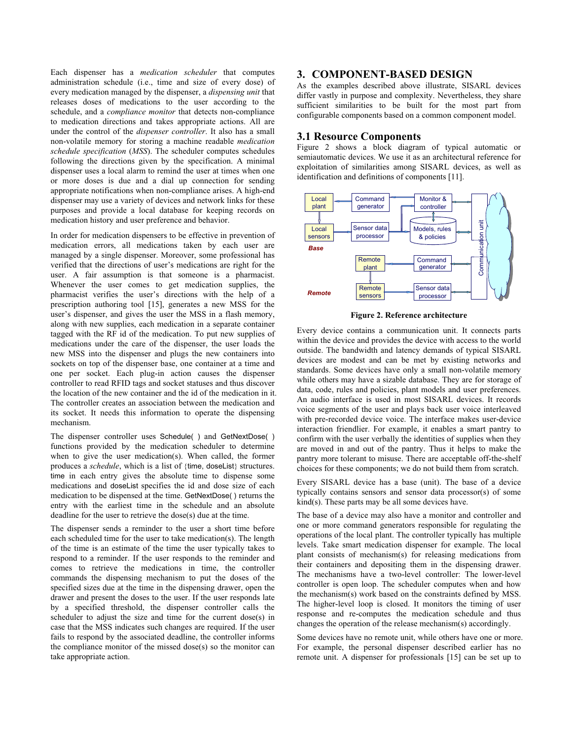Each dispenser has a *medication scheduler* that computes administration schedule (i.e., time and size of every dose) of every medication managed by the dispenser, a *dispensing unit* that releases doses of medications to the user according to the schedule, and a *compliance monitor* that detects non-compliance to medication directions and takes appropriate actions. All are under the control of the *dispenser controller*. It also has a small non-volatile memory for storing a machine readable *medication schedule specification* (*MSS*). The scheduler computes schedules following the directions given by the specification. A minimal dispenser uses a local alarm to remind the user at times when one or more doses is due and a dial up connection for sending appropriate notifications when non-compliance arises. A high-end dispenser may use a variety of devices and network links for these purposes and provide a local database for keeping records on medication history and user preference and behavior.

In order for medication dispensers to be effective in prevention of medication errors, all medications taken by each user are managed by a single dispenser. Moreover, some professional has verified that the directions of user's medications are right for the user. A fair assumption is that someone is a pharmacist. Whenever the user comes to get medication supplies, the pharmacist verifies the user's directions with the help of a prescription authoring tool [15], generates a new MSS for the user's dispenser, and gives the user the MSS in a flash memory, along with new supplies, each medication in a separate container tagged with the RF id of the medication. To put new supplies of medications under the care of the dispenser, the user loads the new MSS into the dispenser and plugs the new containers into sockets on top of the dispenser base, one container at a time and one per socket. Each plug-in action causes the dispenser controller to read RFID tags and socket statuses and thus discover the location of the new container and the id of the medication in it. The controller creates an association between the medication and its socket. It needs this information to operate the dispensing mechanism.

The dispenser controller uses Schedule( ) and GetNextDose( ) functions provided by the medication scheduler to determine when to give the user medication(s). When called, the former produces a *schedule*, which is a list of {time, doseList} structures. time in each entry gives the absolute time to dispense some medications and doseList specifies the id and dose size of each medication to be dispensed at the time. GetNextDose( ) returns the entry with the earliest time in the schedule and an absolute deadline for the user to retrieve the dose(s) due at the time.

The dispenser sends a reminder to the user a short time before each scheduled time for the user to take medication(s). The length of the time is an estimate of the time the user typically takes to respond to a reminder. If the user responds to the reminder and comes to retrieve the medications in time, the controller commands the dispensing mechanism to put the doses of the specified sizes due at the time in the dispensing drawer, open the drawer and present the doses to the user. If the user responds late by a specified threshold, the dispenser controller calls the scheduler to adjust the size and time for the current dose(s) in case that the MSS indicates such changes are required. If the user fails to respond by the associated deadline, the controller informs the compliance monitor of the missed dose(s) so the monitor can take appropriate action.

## 3. COMPONENT-BASED DESIGN

As the examples described above illustrate, SISARL devices differ vastly in purpose and complexity. Nevertheless, they share sufficient similarities to be built for the most part from configurable components based on a common component model.

### 3.1 Resource Components

Figure 2 shows a block diagram of typical automatic or semiautomatic devices. We use it as an architectural reference for exploitation of similarities among SISARL devices, as well as identification and definitions of components [11].

**Figure 2. Reference architecture**

Every device contains a communication unit. It connects parts within the device and provides the device with access to the world outside. The bandwidth and latency demands of typical SISARL devices are modest and can be met by existing networks and standards. Some devices have only a small non-volatile memory while others may have a sizable database. They are for storage of data, code, rules and policies, plant models and user preferences. An audio interface is used in most SISARL devices. It records voice segments of the user and plays back user voice interleaved with pre-recorded device voice. The interface makes user-device interaction friendlier. For example, it enables a smart pantry to confirm with the user verbally the identities of supplies when they are moved in and out of the pantry. Thus it helps to make the pantry more tolerant to misuse. There are acceptable off-the-shelf choices for these components; we do not build them from scratch.

Every SISARL device has a base (unit). The base of a device typically contains sensors and sensor data processor(s) of some kind(s). These parts may be all some devices have.

The base of a device may also have a monitor and controller and one or more command generators responsible for regulating the operations of the local plant. The controller typically has multiple levels. Take smart medication dispenser for example. The local plant consists of mechanism(s) for releasing medications from their containers and depositing them in the dispensing drawer. The mechanisms have a two-level controller: The lower-level controller is open loop. The scheduler computes when and how the mechanism(s) work based on the constraints defined by MSS. The higher-level loop is closed. It monitors the timing of user response and re-computes the medication schedule and thus changes the operation of the release mechanism(s) accordingly.

Some devices have no remote unit, while others have one or more. For example, the personal dispenser described earlier has no remote unit. A dispenser for professionals [15] can be set up to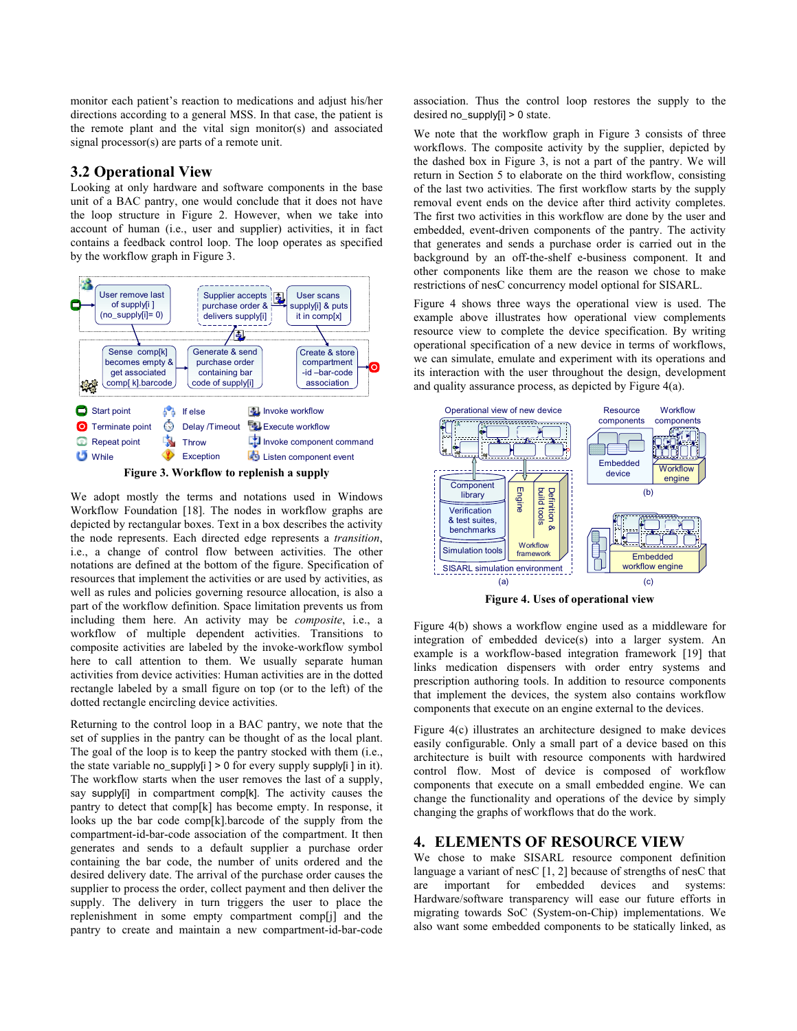monitor each patient's reaction to medications and adjust his/her directions according to a general MSS. In that case, the patient is the remote plant and the vital sign monitor(s) and associated signal processor(s) are parts of a remote unit.

## 3.2 Operational View

Looking at only hardware and software components in the base unit of a BAC pantry, one would conclude that it does not have the loop structure in Figure 2. However, when we take into account of human (i.e., user and supplier) activities, it in fact contains a feedback control loop. The loop operates as specified by the workflow graph in Figure 3.

**Figure 3. Workflow to replenish a supply**

We adopt mostly the terms and notations used in Windows Workflow Foundation [18]. The nodes in workflow graphs are depicted by rectangular boxes. Text in a box describes the activity the node represents. Each directed edge represents a *transition*, i.e., a change of control flow between activities. The other notations are defined at the bottom of the figure. Specification of resources that implement the activities or are used by activities, as well as rules and policies governing resource allocation, is also a part of the workflow definition. Space limitation prevents us from including them here. An activity may be *composite*, i.e., a workflow of multiple dependent activities. Transitions to composite activities are labeled by the invoke-workflow symbol here to call attention to them. We usually separate human activities from device activities: Human activities are in the dotted rectangle labeled by a small figure on top (or to the left) of the dotted rectangle encircling device activities.

Returning to the control loop in a BAC pantry, we note that the set of supplies in the pantry can be thought of as the local plant. The goal of the loop is to keep the pantry stocked with them (i.e., the state variable no_supply[i ] > 0 for every supply supply[i ] in it). The workflow starts when the user removes the last of a supply, say supply[i] in compartment comp[k]. The activity causes the pantry to detect that comp[k] has become empty. In response, it looks up the bar code comp[k].barcode of the supply from the compartment-id-bar-code association of the compartment. It then generates and sends to a default supplier a purchase order containing the bar code, the number of units ordered and the desired delivery date. The arrival of the purchase order causes the supplier to process the order, collect payment and then deliver the supply. The delivery in turn triggers the user to place the replenishment in some empty compartment comp[j] and the pantry to create and maintain a new compartment-id-bar-code association. Thus the control loop restores the supply to the desired no_supply[i] > 0 state.

We note that the workflow graph in Figure 3 consists of three workflows. The composite activity by the supplier, depicted by the dashed box in Figure 3, is not a part of the pantry. We will return in Section 5 to elaborate on the third workflow, consisting of the last two activities. The first workflow starts by the supply removal event ends on the device after third activity completes. The first two activities in this workflow are done by the user and embedded, event-driven components of the pantry. The activity that generates and sends a purchase order is carried out in the background by an off-the-shelf e-business component. It and other components like them are the reason we chose to make restrictions of nesC concurrency model optional for SISARL.

Figure 4 shows three ways the operational view is used. The example above illustrates how operational view complements resource view to complete the device specification. By writing operational specification of a new device in terms of workflows, we can simulate, emulate and experiment with its operations and its interaction with the user throughout the design, development and quality assurance process, as depicted by Figure 4(a).

**Figure 4. Uses of operational view**

Figure 4(b) shows a workflow engine used as a middleware for integration of embedded device(s) into a larger system. An example is a workflow-based integration framework [19] that links medication dispensers with order entry systems and prescription authoring tools. In addition to resource components that implement the devices, the system also contains workflow components that execute on an engine external to the devices.

Figure 4(c) illustrates an architecture designed to make devices easily configurable. Only a small part of a device based on this architecture is built with resource components with hardwired control flow. Most of device is composed of workflow components that execute on a small embedded engine. We can change the functionality and operations of the device by simply changing the graphs of workflows that do the work.

# 4. ELEMENTS OF RESOURCE VIEW

We chose to make SISARL resource component definition language a variant of nesC [1, 2] because of strengths of nesC that are important for embedded devices and systems: Hardware/software transparency will ease our future efforts in migrating towards SoC (System-on-Chip) implementations. We also want some embedded components to be statically linked, as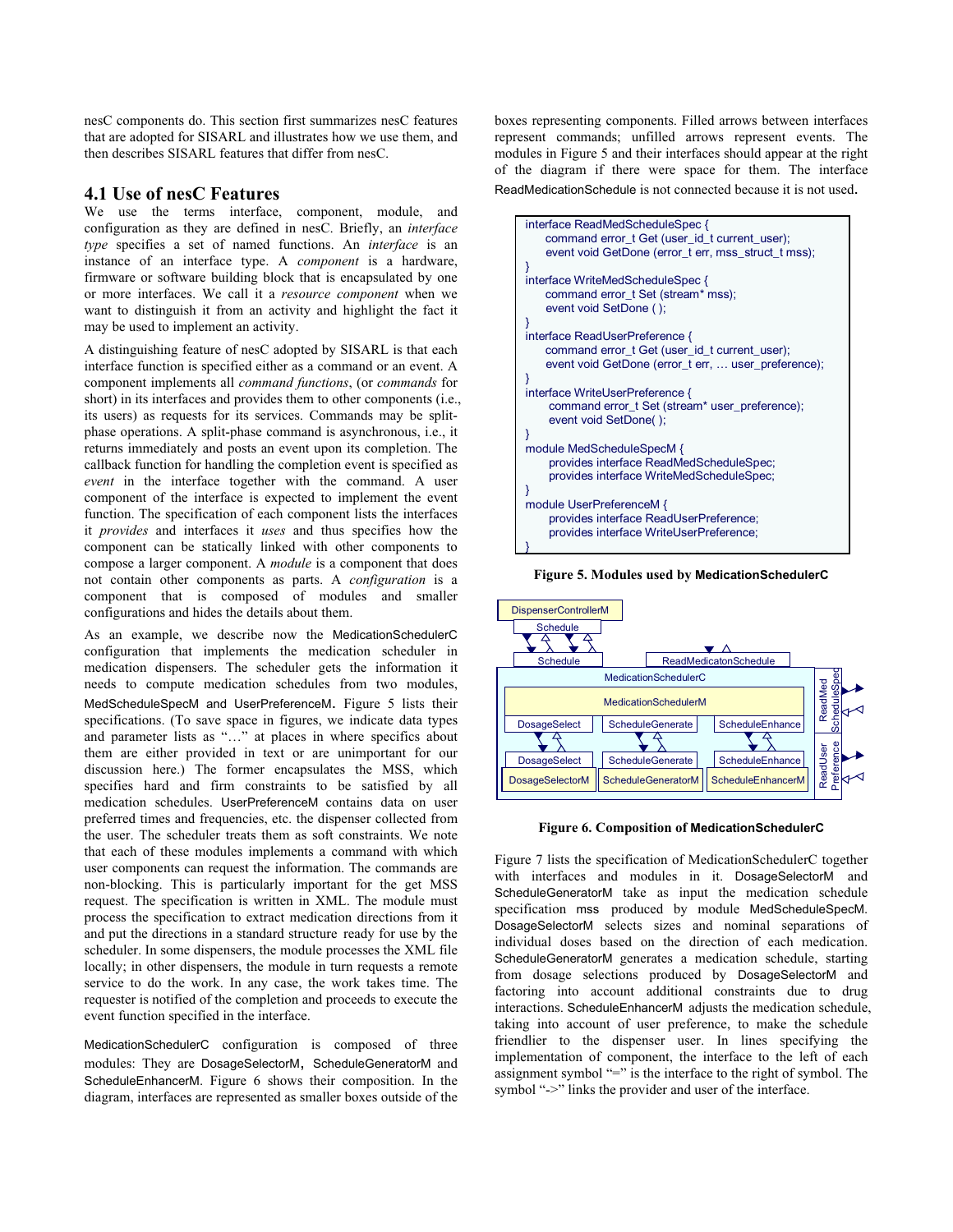nesC components do. This section first summarizes nesC features that are adopted for SISARL and illustrates how we use them, and then describes SISARL features that differ from nesC.

## 4.1 Use of nesC Features

We use the terms interface, component, module, and configuration as they are defined in nesC. Briefly, an *interface type* specifies a set of named functions. An *interface* is an instance of an interface type. A *component* is a hardware, firmware or software building block that is encapsulated by one or more interfaces. We call it a *resource component* when we want to distinguish it from an activity and highlight the fact it may be used to implement an activity.

A distinguishing feature of nesC adopted by SISARL is that each interface function is specified either as a command or an event. A component implements all *command functions*, (or *commands* for short) in its interfaces and provides them to other components (i.e., its users) as requests for its services. Commands may be split-phase operations. A split-phase command is asynchronous, i.e., it returns immediately and posts an event upon its completion. The callback function for handling the completion event is specified as *event* in the interface together with the command. A user component of the interface is expected to implement the event function. The specification of each component lists the interfaces it *provides* and interfaces it *uses* and thus specifies how the component can be statically linked with other components to compose a larger component. A *module* is a component that does not contain other components as parts. A *configuration* is a component that is composed of modules and smaller configurations and hides the details about them.

As an example, we describe now the MedicationSchedulerC configuration that implements the medication scheduler in medication dispensers. The scheduler gets the information it needs to compute medication schedules from two modules, MedScheduleSpecM and UserPreferenceM. Figure 5 lists their specifications. (To save space in figures, we indicate data types and parameter lists as "…" at places in where specifics about them are either provided in text or are unimportant for our discussion here.) The former encapsulates the MSS, which specifies hard and firm constraints to be satisfied by all medication schedules. UserPreferenceM contains data on user preferred times and frequencies, etc. the dispenser collected from the user. The scheduler treats them as soft constraints. We note that each of these modules implements a command with which user components can request the information. The commands are non-blocking. This is particularly important for the get MSS request. The specification is written in XML. The module must process the specification to extract medication directions from it and put the directions in a standard structure ready for use by the scheduler. In some dispensers, the module processes the XML file locally; in other dispensers, the module in turn requests a remote service to do the work. In any case, the work takes time. The requester is notified of the completion and proceeds to execute the event function specified in the interface.

MedicationSchedulerC configuration is composed of three modules: They are DosageSelectorM, ScheduleGeneratorM and ScheduleEnhancerM. Figure 6 shows their composition. In the diagram, interfaces are represented as smaller boxes outside of the boxes representing components. Filled arrows between interfaces represent commands; unfilled arrows represent events. The modules in Figure 5 and their interfaces should appear at the right of the diagram if there were space for them. The interface ReadMedicationSchedule is not connected because it is not used.

```
interface ReadMedScheduleSpec {
    command error_t Get (user_id_t current_user);
    event void GetDone (error_t err, mss_struct_t mss);
}
interface WriteMedScheduleSpec {
    command error_t Set (stream* mss);
    event void SetDone ( );
}
interface ReadUserPreference {
    command error_t Get (user_id_t current_user);
    event void GetDone (error_t err, … user_preference);
}
interface WriteUserPreference {
    command error_t Set (stream* user_preference);
    event void SetDone( );
}
module MedScheduleSpecM {
    provides interface ReadMedScheduleSpec;
    provides interface WriteMedScheduleSpec;
}
module UserPreferenceM {
    provides interface ReadUserPreference;
    provides interface WriteUserPreference;
}
```

**Figure 5. Modules used by MedicationSchedulerC**

**Figure 6. Composition of MedicationSchedulerC**

Figure 7 lists the specification of MedicationSchedulerC together with interfaces and modules in it. DosageSelectorM and ScheduleGeneratorM take as input the medication schedule specification mss produced by module MedScheduleSpecM. DosageSelectorM selects sizes and nominal separations of individual doses based on the direction of each medication. ScheduleGeneratorM generates a medication schedule, starting from dosage selections produced by DosageSelectorM and factoring into account additional constraints due to drug interactions. ScheduleEnhancerM adjusts the medication schedule, taking into account of user preference, to make the schedule friendlier to the dispenser user. In lines specifying the implementation of component, the interface to the left of each assignment symbol "=" is the interface to the right of symbol. The symbol "->" links the provider and user of the interface.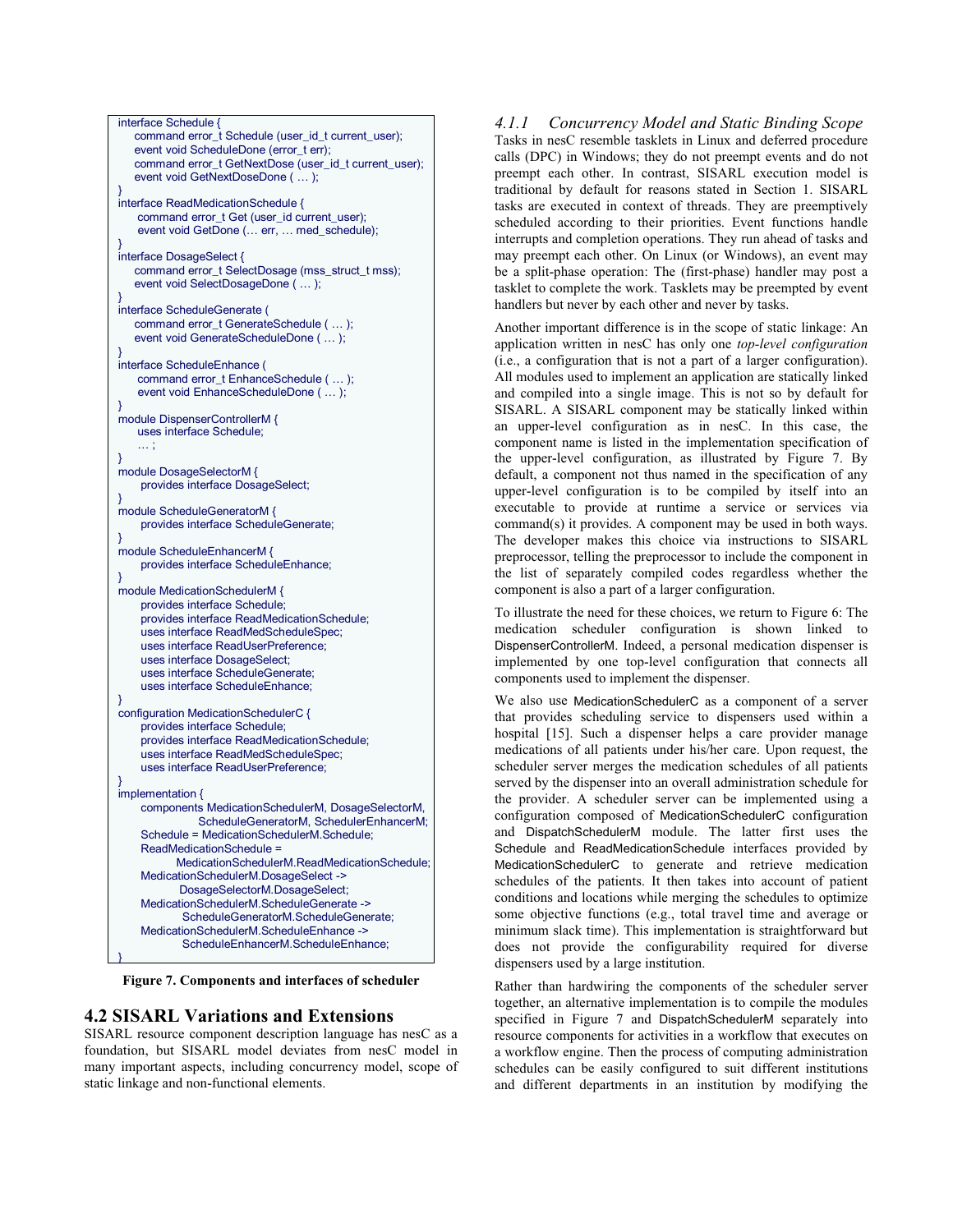```
interface Schedule {
    command error_t Schedule (user_id_t current_user);
    event void ScheduleDone (error_t err);
    command error_t GetNextDose (user_id_t current_user);
    event void GetNextDoseDone ( … );
}
interface ReadMedicationSchedule {
     command error_t Get (user_id current_user);
     event void GetDone (… err, … med_schedule);
}
interface DosageSelect {
    command error_t SelectDosage (mss_struct_t mss);
    event void SelectDosageDone ( … );
}
interface ScheduleGenerate (
    command error_t GenerateSchedule ( … );
    event void GenerateScheduleDone ( … );
}
interface ScheduleEnhance (
     command error_t EnhanceSchedule ( … );
     event void EnhanceScheduleDone ( … );
}
module DispenserControllerM {
     uses interface Schedule;
     … ;
}
module DosageSelectorM {
      provides interface DosageSelect;
}
module ScheduleGeneratorM {
      provides interface ScheduleGenerate;
}
module ScheduleEnhancerM {
      provides interface ScheduleEnhance;
}
module MedicationSchedulerM {
      provides interface Schedule;
      provides interface ReadMedicationSchedule;
      uses interface ReadMedScheduleSpec;
      uses interface ReadUserPreference;
      uses interface DosageSelect;
      uses interface ScheduleGenerate;
      uses interface ScheduleEnhance;
}
configuration MedicationSchedulerC {
      provides interface Schedule;
      provides interface ReadMedicationSchedule;
      uses interface ReadMedScheduleSpec;
      uses interface ReadUserPreference;
}
implementation {
      components MedicationSchedulerM, DosageSelectorM,
                 ScheduleGeneratorM, SchedulerEnhancerM;
      Schedule = MedicationSchedulerM.Schedule;
      ReadMedicationSchedule =
            MedicationSchedulerM.ReadMedicationSchedule;
      MedicationSchedulerM.DosageSelect ->
            DosageSelectorM.DosageSelect;
      MedicationSchedulerM.ScheduleGenerate ->
             ScheduleGeneratorM.ScheduleGenerate;
      MedicationSchedulerM.ScheduleEnhance ->
             ScheduleEnhancerM.ScheduleEnhance;
}
```

**Figure 7. Components and interfaces of scheduler**

## 4.2 SISARL Variations and Extensions

SISARL resource component description language has nesC as a foundation, but SISARL model deviates from nesC model in many important aspects, including concurrency model, scope of static linkage and non-functional elements.

### 4.1.1 Concurrency Model and Static Binding Scope

Tasks in nesC resemble tasklets in Linux and deferred procedure calls (DPC) in Windows; they do not preempt events and do not preempt each other. In contrast, SISARL execution model is traditional by default for reasons stated in Section 1. SISARL tasks are executed in context of threads. They are preemptively scheduled according to their priorities. Event functions handle interrupts and completion operations. They run ahead of tasks and may preempt each other. On Linux (or Windows), an event may be a split-phase operation: The (first-phase) handler may post a tasklet to complete the work. Tasklets may be preempted by event handlers but never by each other and never by tasks.

Another important difference is in the scope of static linkage: An application written in nesC has only one *top-level configuration* (i.e., a configuration that is not a part of a larger configuration). All modules used to implement an application are statically linked and compiled into a single image. This is not so by default for SISARL. A SISARL component may be statically linked within an upper-level configuration as in nesC. In this case, the component name is listed in the implementation specification of the upper-level configuration, as illustrated by Figure 7. By default, a component not thus named in the specification of any upper-level configuration is to be compiled by itself into an executable to provide at runtime a service or services via command(s) it provides. A component may be used in both ways. The developer makes this choice via instructions to SISARL preprocessor, telling the preprocessor to include the component in the list of separately compiled codes regardless whether the component is also a part of a larger configuration.

To illustrate the need for these choices, we return to Figure 6: The medication scheduler configuration is shown linked to DispenserControllerM. Indeed, a personal medication dispenser is implemented by one top-level configuration that connects all components used to implement the dispenser.

We also use MedicationSchedulerC as a component of a server that provides scheduling service to dispensers used within a hospital [15]. Such a dispenser helps a care provider manage medications of all patients under his/her care. Upon request, the scheduler server merges the medication schedules of all patients served by the dispenser into an overall administration schedule for the provider. A scheduler server can be implemented using a configuration composed of MedicationSchedulerC configuration and DispatchSchedulerM module. The latter first uses the Schedule and ReadMedicationSchedule interfaces provided by MedicationSchedulerC to generate and retrieve medication schedules of the patients. It then takes into account of patient conditions and locations while merging the schedules to optimize some objective functions (e.g., total travel time and average or minimum slack time). This implementation is straightforward but does not provide the configurability required for diverse dispensers used by a large institution.

Rather than hardwiring the components of the scheduler server together, an alternative implementation is to compile the modules specified in Figure 7 and DispatchSchedulerM separately into resource components for activities in a workflow that executes on a workflow engine. Then the process of computing administration schedules can be easily configured to suit different institutions and different departments in an institution by modifying the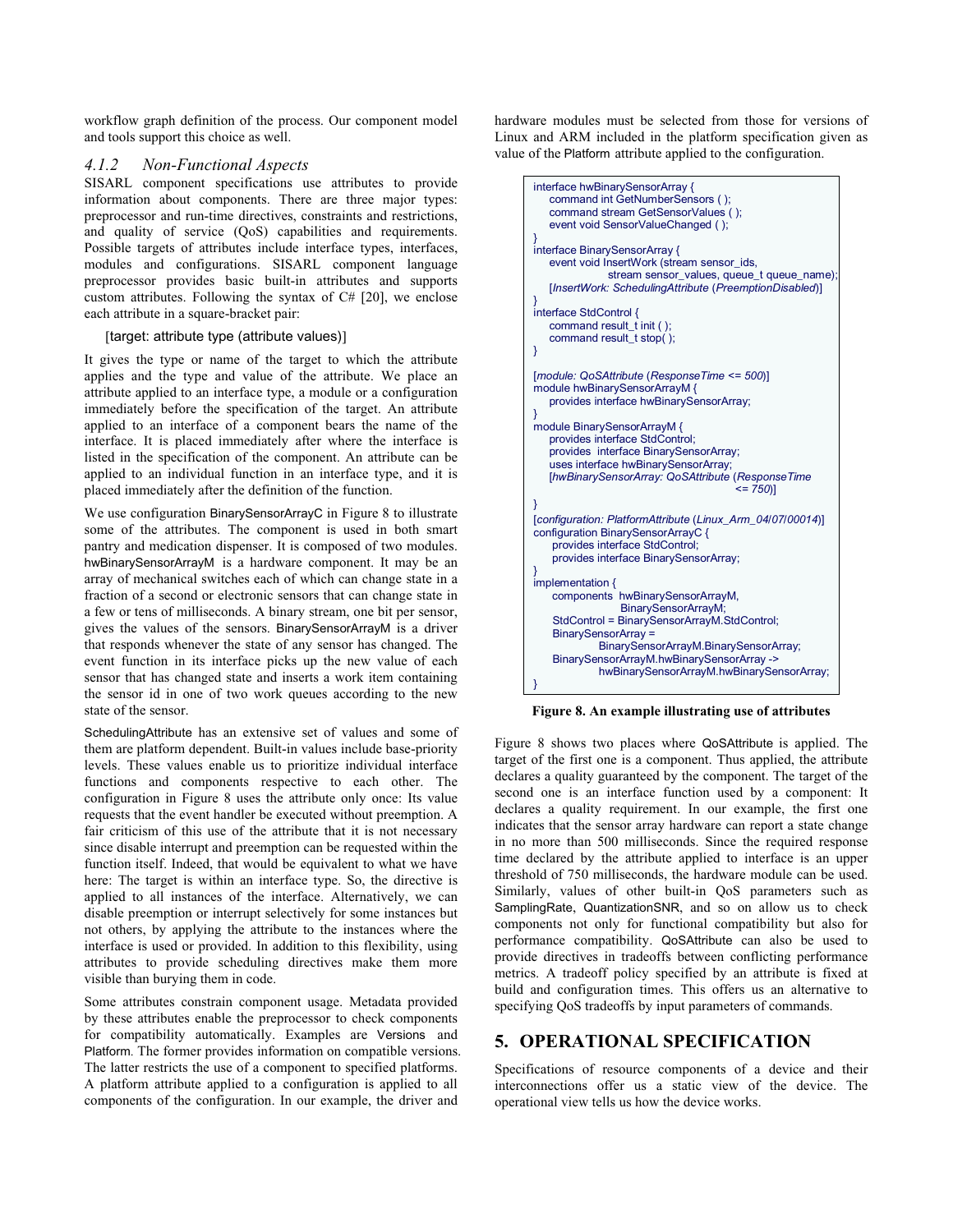workflow graph definition of the process. Our component model and tools support this choice as well.

### *4.1.2 Non-Functional Aspects*

SISARL component specifications use attributes to provide information about components. There are three major types: preprocessor and run-time directives, constraints and restrictions, and quality of service (QoS) capabilities and requirements. Possible targets of attributes include interface types, interfaces, modules and configurations. SISARL component language preprocessor provides basic built-in attributes and supports custom attributes. Following the syntax of C# [20], we enclose each attribute in a square-bracket pair:

[target: attribute type (attribute values)]

It gives the type or name of the target to which the attribute applies and the type and value of the attribute. We place an attribute applied to an interface type, a module or a configuration immediately before the specification of the target. An attribute applied to an interface of a component bears the name of the interface. It is placed immediately after where the interface is listed in the specification of the component. An attribute can be applied to an individual function in an interface type, and it is placed immediately after the definition of the function.

We use configuration BinarySensorArrayC in Figure 8 to illustrate some of the attributes. The component is used in both smart pantry and medication dispenser. It is composed of two modules. hwBinarySensorArrayM is a hardware component. It may be an array of mechanical switches each of which can change state in a fraction of a second or electronic sensors that can change state in a few or tens of milliseconds. A binary stream, one bit per sensor, gives the values of the sensors. BinarySensorArrayM is a driver that responds whenever the state of any sensor has changed. The event function in its interface picks up the new value of each sensor that has changed state and inserts a work item containing the sensor id in one of two work queues according to the new state of the sensor.

SchedulingAttribute has an extensive set of values and some of them are platform dependent. Built-in values include base-priority levels. These values enable us to prioritize individual interface functions and components respective to each other. The configuration in Figure 8 uses the attribute only once: Its value requests that the event handler be executed without preemption. A fair criticism of this use of the attribute that it is not necessary since disable interrupt and preemption can be requested within the function itself. Indeed, that would be equivalent to what we have here: The target is within an interface type. So, the directive is applied to all instances of the interface. Alternatively, we can disable preemption or interrupt selectively for some instances but not others, by applying the attribute to the instances where the interface is used or provided. In addition to this flexibility, using attributes to provide scheduling directives make them more visible than burying them in code.

Some attributes constrain component usage. Metadata provided by these attributes enable the preprocessor to check components for compatibility automatically. Examples are Versions and Platform. The former provides information on compatible versions. The latter restricts the use of a component to specified platforms. A platform attribute applied to a configuration is applied to all components of the configuration. In our example, the driver and hardware modules must be selected from those for versions of Linux and ARM included in the platform specification given as value of the Platform attribute applied to the configuration.

```
interface hwBinarySensorArray {
    command int GetNumberSensors ( );
    command stream GetSensorValues ( );
    event void SensorValueChanged ( );
}
interface BinarySensorArray {
    event void InsertWork (stream sensor_ids,
                stream sensor_values, queue_t queue_name);
    [InsertWork: SchedulingAttribute (PreemptionDisabled)]
}
interface StdControl {
    command result_t init ( );
    command result_t stop( );
}

[module: QoSAttribute (ResponseTime <= 500)]
module hwBinarySensorArrayM {
    provides interface hwBinarySensorArray;
}
module BinarySensorArrayM {
    provides interface StdControl;
    provides  interface BinarySensorArray;
    uses interface hwBinarySensorArray;
    [hwBinarySensorArray: QoSAttribute (ResponseTime
                                        <= 750)]
}
[configuration: PlatformAttribute (Linux_Arm_04/07/00014)]
configuration BinarySensorArrayC {
     provides interface StdControl;
     provides interface BinarySensorArray;
}
implementation {
     components  hwBinarySensorArrayM,
                      BinarySensorArrayM;
     StdControl = BinarySensorArrayM.StdControl;
     BinarySensorArray =
              BinarySensorArrayM.BinarySensorArray;
     BinarySensorArrayM.hwBinarySensorArray ->
              hwBinarySensorArrayM.hwBinarySensorArray;
}
```

**Figure 8. An example illustrating use of attributes**

Figure 8 shows two places where QoSAttribute is applied. The target of the first one is a component. Thus applied, the attribute declares a quality guaranteed by the component. The target of the second one is an interface function used by a component: It declares a quality requirement. In our example, the first one indicates that the sensor array hardware can report a state change in no more than 500 milliseconds. Since the required response time declared by the attribute applied to interface is an upper threshold of 750 milliseconds, the hardware module can be used. Similarly, values of other built-in QoS parameters such as SamplingRate, QuantizationSNR, and so on allow us to check components not only for functional compatibility but also for performance compatibility. QoSAttribute can also be used to provide directives in tradeoffs between conflicting performance metrics. A tradeoff policy specified by an attribute is fixed at build and configuration times. This offers us an alternative to specifying QoS tradeoffs by input parameters of commands.

## 5. OPERATIONAL SPECIFICATION

Specifications of resource components of a device and their interconnections offer us a static view of the device. The operational view tells us how the device works.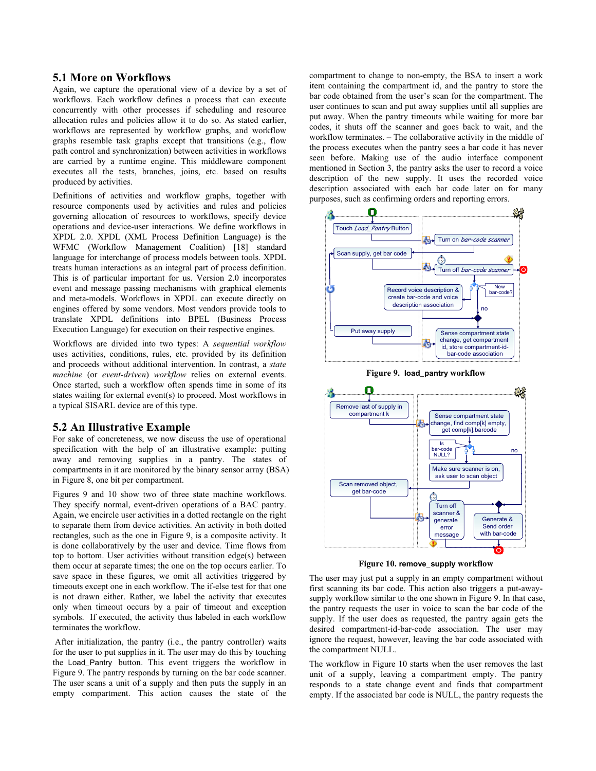## 5.1 More on Workflows

Again, we capture the operational view of a device by a set of workflows. Each workflow defines a process that can execute concurrently with other processes if scheduling and resource allocation rules and policies allow it to do so. As stated earlier, workflows are represented by workflow graphs, and workflow graphs resemble task graphs except that transitions (e.g., flow path control and synchronization) between activities in workflows are carried by a runtime engine. This middleware component executes all the tests, branches, joins, etc. based on results produced by activities.

Definitions of activities and workflow graphs, together with resource components used by activities and rules and policies governing allocation of resources to workflows, specify device operations and device-user interactions. We define workflows in XPDL 2.0. XPDL (XML Process Definition Language) is the WFMC (Workflow Management Coalition) [18] standard language for interchange of process models between tools. XPDL treats human interactions as an integral part of process definition. This is of particular important for us. Version 2.0 incorporates event and message passing mechanisms with graphical elements and meta-models. Workflows in XPDL can execute directly on engines offered by some vendors. Most vendors provide tools to translate XPDL definitions into BPEL (Business Process Execution Language) for execution on their respective engines.

Workflows are divided into two types: A *sequential workflow* uses activities, conditions, rules, etc. provided by its definition and proceeds without additional intervention. In contrast, a *state machine* (or *event-driven*) *workflow* relies on external events. Once started, such a workflow often spends time in some of its states waiting for external event(s) to proceed. Most workflows in a typical SISARL device are of this type.

## 5.2 An Illustrative Example

For sake of concreteness, we now discuss the use of operational specification with the help of an illustrative example: putting away and removing supplies in a pantry. The states of compartments in it are monitored by the binary sensor array (BSA) in Figure 8, one bit per compartment.

Figures 9 and 10 show two of three state machine workflows. They specify normal, event-driven operations of a BAC pantry. Again, we encircle user activities in a dotted rectangle on the right to separate them from device activities. An activity in both dotted rectangles, such as the one in Figure 9, is a composite activity. It is done collaboratively by the user and device. Time flows from top to bottom. User activities without transition edge(s) between them occur at separate times; the one on the top occurs earlier. To save space in these figures, we omit all activities triggered by timeouts except one in each workflow. The if-else test for that one is not drawn either. Rather, we label the activity that executes only when timeout occurs by a pair of timeout and exception symbols. If executed, the activity thus labeled in each workflow terminates the workflow.

After initialization, the pantry (i.e., the pantry controller) waits for the user to put supplies in it. The user may do this by touching the Load_Pantry button. This event triggers the workflow in Figure 9. The pantry responds by turning on the bar code scanner. The user scans a unit of a supply and then puts the supply in an empty compartment. This action causes the state of the compartment to change to non-empty, the BSA to insert a work item containing the compartment id, and the pantry to store the bar code obtained from the user's scan for the compartment. The user continues to scan and put away supplies until all supplies are put away. When the pantry timeouts while waiting for more bar codes, it shuts off the scanner and goes back to wait, and the workflow terminates. – The collaborative activity in the middle of the process executes when the pantry sees a bar code it has never seen before. Making use of the audio interface component mentioned in Section 3, the pantry asks the user to record a voice description of the new supply. It uses the recorded voice description associated with each bar code later on for many purposes, such as confirming orders and reporting errors.

**Figure 9. load_pantry workflow**

**Figure 10. remove_supply workflow**

The user may just put a supply in an empty compartment without first scanning its bar code. This action also triggers a put-away-supply workflow similar to the one shown in Figure 9. In that case, the pantry requests the user in voice to scan the bar code of the supply. If the user does as requested, the pantry again gets the desired compartment-id-bar-code association. The user may ignore the request, however, leaving the bar code associated with the compartment NULL.

The workflow in Figure 10 starts when the user removes the last unit of a supply, leaving a compartment empty. The pantry responds to a state change event and finds that compartment empty. If the associated bar code is NULL, the pantry requests the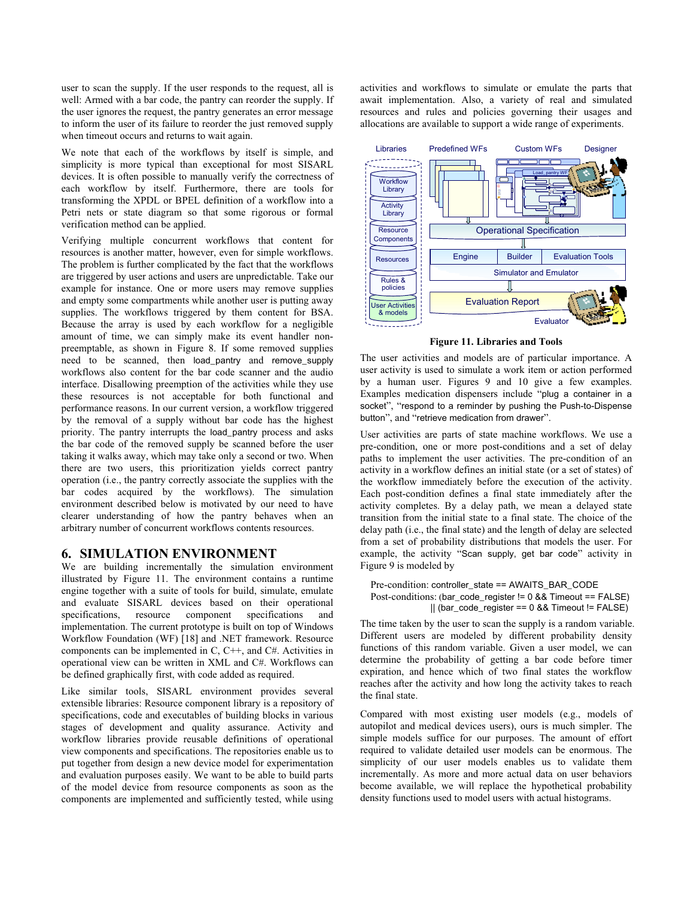user to scan the supply. If the user responds to the request, all is well: Armed with a bar code, the pantry can reorder the supply. If the user ignores the request, the pantry generates an error message to inform the user of its failure to reorder the just removed supply when timeout occurs and returns to wait again.

We note that each of the workflows by itself is simple, and simplicity is more typical than exceptional for most SISARL devices. It is often possible to manually verify the correctness of each workflow by itself. Furthermore, there are tools for transforming the XPDL or BPEL definition of a workflow into a Petri nets or state diagram so that some rigorous or formal verification method can be applied.

Verifying multiple concurrent workflows that content for resources is another matter, however, even for simple workflows. The problem is further complicated by the fact that the workflows are triggered by user actions and users are unpredictable. Take our example for instance. One or more users may remove supplies and empty some compartments while another user is putting away supplies. The workflows triggered by them content for BSA. Because the array is used by each workflow for a negligible amount of time, we can simply make its event handler non-preemptable, as shown in Figure 8. If some removed supplies need to be scanned, then load_pantry and remove_supply workflows also content for the bar code scanner and the audio interface. Disallowing preemption of the activities while they use these resources is not acceptable for both functional and performance reasons. In our current version, a workflow triggered by the removal of a supply without bar code has the highest priority. The pantry interrupts the load_pantry process and asks the bar code of the removed supply be scanned before the user taking it walks away, which may take only a second or two. When there are two users, this prioritization yields correct pantry operation (i.e., the pantry correctly associate the supplies with the bar codes acquired by the workflows). The simulation environment described below is motivated by our need to have clearer understanding of how the pantry behaves when an arbitrary number of concurrent workflows contents resources.

## 6. SIMULATION ENVIRONMENT

We are building incrementally the simulation environment illustrated by Figure 11. The environment contains a runtime engine together with a suite of tools for build, simulate, emulate and evaluate SISARL devices based on their operational specifications, resource component specifications and implementation. The current prototype is built on top of Windows Workflow Foundation (WF) [18] and .NET framework. Resource components can be implemented in C, C++, and C#. Activities in operational view can be written in XML and C#. Workflows can be defined graphically first, with code added as required.

Like similar tools, SISARL environment provides several extensible libraries: Resource component library is a repository of specifications, code and executables of building blocks in various stages of development and quality assurance. Activity and workflow libraries provide reusable definitions of operational view components and specifications. The repositories enable us to put together from design a new device model for experimentation and evaluation purposes easily. We want to be able to build parts of the model device from resource components as soon as the components are implemented and sufficiently tested, while using activities and workflows to simulate or emulate the parts that await implementation. Also, a variety of real and simulated resources and rules and policies governing their usages and allocations are available to support a wide range of experiments.

**Figure 11. Libraries and Tools**

The user activities and models are of particular importance. A user activity is used to simulate a work item or action performed by a human user. Figures 9 and 10 give a few examples. Examples medication dispensers include "plug a container in a socket", "respond to a reminder by pushing the Push-to-Dispense button", and "retrieve medication from drawer".

User activities are parts of state machine workflows. We use a pre-condition, one or more post-conditions and a set of delay paths to implement the user activities. The pre-condition of an activity in a workflow defines an initial state (or a set of states) of the workflow immediately before the execution of the activity. Each post-condition defines a final state immediately after the activity completes. By a delay path, we mean a delayed state transition from the initial state to a final state. The choice of the delay path (i.e., the final state) and the length of delay are selected from a set of probability distributions that models the user. For example, the activity "Scan supply, get bar code" activity in Figure 9 is modeled by

```
Pre-condition: controller_state == AWAITS_BAR_CODE
Post-conditions: (bar_code_register != 0 && Timeout == FALSE)
                 || (bar_code_register == 0 && Timeout != FALSE)
```

The time taken by the user to scan the supply is a random variable. Different users are modeled by different probability density functions of this random variable. Given a user model, we can determine the probability of getting a bar code before timer expiration, and hence which of two final states the workflow reaches after the activity and how long the activity takes to reach the final state.

Compared with most existing user models (e.g., models of autopilot and medical devices users), ours is much simpler. The simple models suffice for our purposes. The amount of effort required to validate detailed user models can be enormous. The simplicity of our user models enables us to validate them incrementally. As more and more actual data on user behaviors become available, we will replace the hypothetical probability density functions used to model users with actual histograms.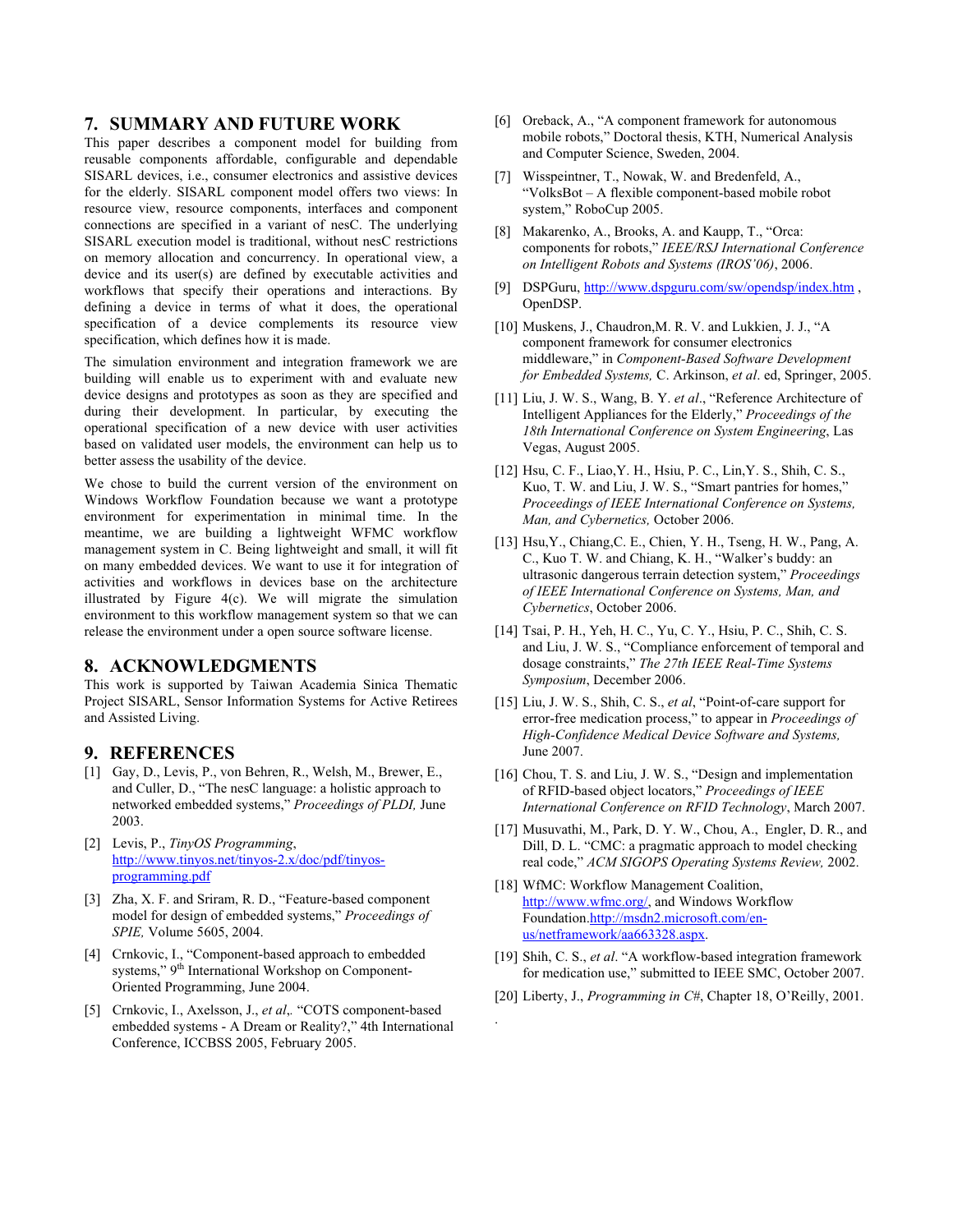## 7. SUMMARY AND FUTURE WORK

This paper describes a component model for building from reusable components affordable, configurable and dependable SISARL devices, i.e., consumer electronics and assistive devices for the elderly. SISARL component model offers two views: In resource view, resource components, interfaces and component connections are specified in a variant of nesC. The underlying SISARL execution model is traditional, without nesC restrictions on memory allocation and concurrency. In operational view, a device and its user(s) are defined by executable activities and workflows that specify their operations and interactions. By defining a device in terms of what it does, the operational specification of a device complements its resource view specification, which defines how it is made.

The simulation environment and integration framework we are building will enable us to experiment with and evaluate new device designs and prototypes as soon as they are specified and during their development. In particular, by executing the operational specification of a new device with user activities based on validated user models, the environment can help us to better assess the usability of the device.

We chose to build the current version of the environment on Windows Workflow Foundation because we want a prototype environment for experimentation in minimal time. In the meantime, we are building a lightweight WFMC workflow management system in C. Being lightweight and small, it will fit on many embedded devices. We want to use it for integration of activities and workflows in devices base on the architecture illustrated by Figure 4(c). We will migrate the simulation environment to this workflow management system so that we can release the environment under a open source software license.

## 8. ACKNOWLEDGMENTS

This work is supported by Taiwan Academia Sinica Thematic Project SISARL, Sensor Information Systems for Active Retirees and Assisted Living.

## 9. REFERENCES

[1] Gay, D., Levis, P., von Behren, R., Welsh, M., Brewer, E., and Culler, D., "The nesC language: a holistic approach to networked embedded systems," *Proceedings of PLDI,* June 2003.

[2] Levis, P., *TinyOS Programming*, http://www.tinyos.net/tinyos-2.x/doc/pdf/tinyos-programming.pdf

[3] Zha, X. F. and Sriram, R. D., "Feature-based component model for design of embedded systems," *Proceedings of SPIE,* Volume 5605, 2004.

[4] Crnkovic, I., "Component-based approach to embedded systems," 9th International Workshop on Component-Oriented Programming, June 2004.

[5] Crnkovic, I., Axelsson, J., *et al*,. "COTS component-based embedded systems - A Dream or Reality?," 4th International Conference, ICCBSS 2005, February 2005.

[6] Oreback, A., "A component framework for autonomous mobile robots," Doctoral thesis, KTH, Numerical Analysis and Computer Science, Sweden, 2004.

[7] Wisspeintner, T., Nowak, W. and Bredenfeld, A., "VolksBot – A flexible component-based mobile robot system," RoboCup 2005.

[8] Makarenko, A., Brooks, A. and Kaupp, T., "Orca: components for robots," *IEEE/RSJ International Conference on Intelligent Robots and Systems (IROS'06)*, 2006.

[9] DSPGuru, http://www.dspguru.com/sw/opendsp/index.htm , OpenDSP.

[10] Muskens, J., Chaudron,M. R. V. and Lukkien, J. J., "A component framework for consumer electronics middleware," in *Component-Based Software Development for Embedded Systems,* C. Arkinson, *et al*. ed, Springer, 2005.

[11] Liu, J. W. S., Wang, B. Y. *et al*., "Reference Architecture of Intelligent Appliances for the Elderly," *Proceedings of the 18th International Conference on System Engineering*, Las Vegas, August 2005.

[12] Hsu, C. F., Liao,Y. H., Hsiu, P. C., Lin,Y. S., Shih, C. S., Kuo, T. W. and Liu, J. W. S., "Smart pantries for homes," *Proceedings of IEEE International Conference on Systems, Man, and Cybernetics,* October 2006.

[13] Hsu,Y., Chiang,C. E., Chien, Y. H., Tseng, H. W., Pang, A. C., Kuo T. W. and Chiang, K. H., "Walker's buddy: an ultrasonic dangerous terrain detection system," *Proceedings of IEEE International Conference on Systems, Man, and Cybernetics*, October 2006.

[14] Tsai, P. H., Yeh, H. C., Yu, C. Y., Hsiu, P. C., Shih, C. S. and Liu, J. W. S., "Compliance enforcement of temporal and dosage constraints," *The 27th IEEE Real-Time Systems Symposium*, December 2006.

[15] Liu, J. W. S., Shih, C. S., *et al*, "Point-of-care support for error-free medication process," to appear in *Proceedings of High-Confidence Medical Device Software and Systems,* June 2007.

[16] Chou, T. S. and Liu, J. W. S., "Design and implementation of RFID-based object locators," *Proceedings of IEEE International Conference on RFID Technology*, March 2007.

[17] Musuvathi, M., Park, D. Y. W., Chou, A., Engler, D. R., and Dill, D. L. "CMC: a pragmatic approach to model checking real code," *ACM SIGOPS Operating Systems Review,* 2002.

[18] WfMC: Workflow Management Coalition, http://www.wfmc.org/, and Windows Workflow Foundation.http://msdn2.microsoft.com/en-us/netframework/aa663328.aspx.

[19] Shih, C. S., *et al*. "A workflow-based integration framework for medication use," submitted to IEEE SMC, October 2007.

[20] Liberty, J., *Programming in C#*, Chapter 18, O'Reilly, 2001.